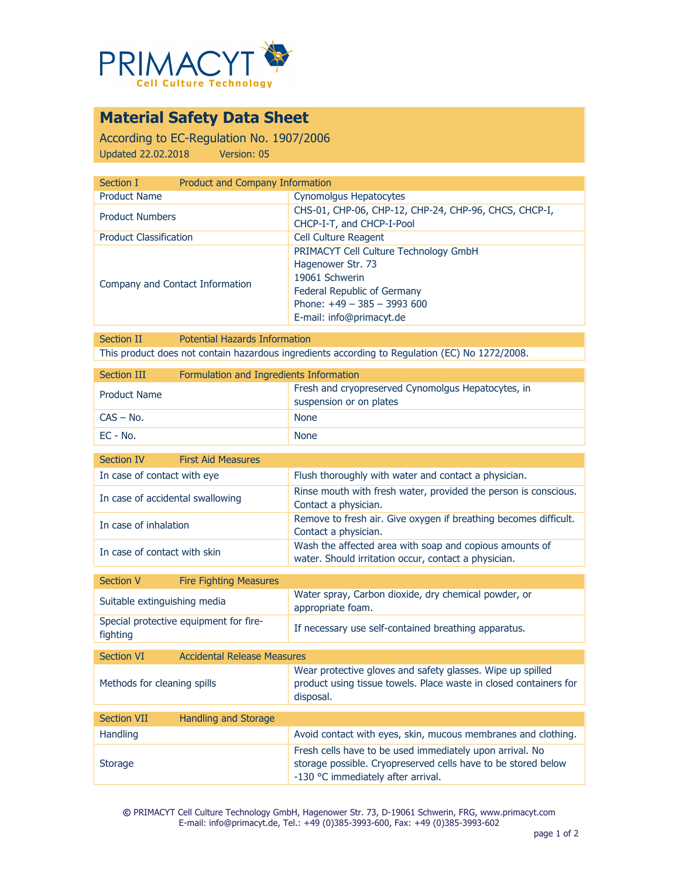PRIMACYT
Cell Culture Technology

# Material Safety Data Sheet

According to EC-Regulation No. 1907/2006

Updated 22.02.2018 Version: 05

| Section I | Product and Company Information |
|---|---|
| Product Name | Cynomolgus Hepatocytes |
| Product Numbers | CHS-01, CHP-06, CHP-12, CHP-24, CHP-96, CHCS, CHCP-I, CHCP-I-T, and CHCP-I-Pool |
| Product Classification | Cell Culture Reagent |
| Company and Contact Information | PRIMACYT Cell Culture Technology GmbH<br>Hagenower Str. 73<br>19061 Schwerin<br>Federal Republic of Germany<br>Phone: +49 – 385 – 3993 600<br>E-mail: info@primacyt.de |

| Section II | Potential Hazards Information |
|---|---|
| This product does not contain hazardous ingredients according to Regulation (EC) No 1272/2008. | |

| Section III | Formulation and Ingredients Information |
|---|---|
| Product Name | Fresh and cryopreserved Cynomolgus Hepatocytes, in suspension or on plates |
| CAS – No. | None |
| EC - No. | None |

| Section IV | First Aid Measures |
|---|---|
| In case of contact with eye | Flush thoroughly with water and contact a physician. |
| In case of accidental swallowing | Rinse mouth with fresh water, provided the person is conscious. Contact a physician. |
| In case of inhalation | Remove to fresh air. Give oxygen if breathing becomes difficult. Contact a physician. |
| In case of contact with skin | Wash the affected area with soap and copious amounts of water. Should irritation occur, contact a physician. |

| Section V | Fire Fighting Measures |
|---|---|
| Suitable extinguishing media | Water spray, Carbon dioxide, dry chemical powder, or appropriate foam. |
| Special protective equipment for fire-fighting | If necessary use self-contained breathing apparatus. |

| Section VI | Accidental Release Measures |
|---|---|
| Methods for cleaning spills | Wear protective gloves and safety glasses. Wipe up spilled product using tissue towels. Place waste in closed containers for disposal. |

| Section VII | Handling and Storage |
|---|---|
| Handling | Avoid contact with eyes, skin, mucous membranes and clothing. |
| Storage | Fresh cells have to be used immediately upon arrival. No storage possible. Cryopreserved cells have to be stored below -130 °C immediately after arrival. |

© PRIMACYT Cell Culture Technology GmbH, Hagenower Str. 73, D-19061 Schwerin, FRG, www.primacyt.com
E-mail: info@primacyt.de, Tel.: +49 (0)385-3993-600, Fax: +49 (0)385-3993-602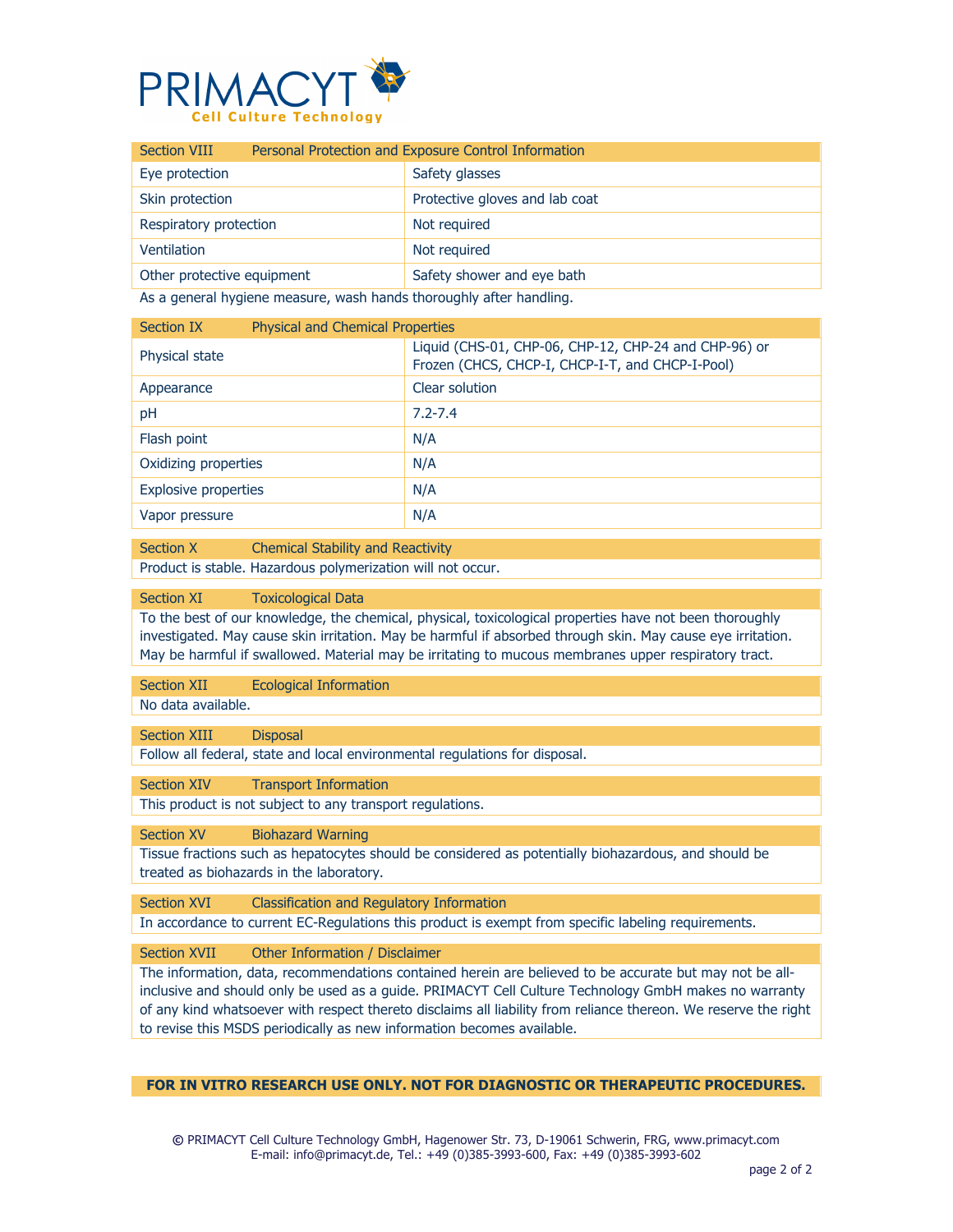PRIMACYT
Cell Culture Technology

## Section VIII Personal Protection and Exposure Control Information

| | |
|---|---|
| Eye protection | Safety glasses |
| Skin protection | Protective gloves and lab coat |
| Respiratory protection | Not required |
| Ventilation | Not required |
| Other protective equipment | Safety shower and eye bath |

As a general hygiene measure, wash hands thoroughly after handling.

## Section IX Physical and Chemical Properties

| | |
|---|---|
| Physical state | Liquid (CHS-01, CHP-06, CHP-12, CHP-24 and CHP-96) or Frozen (CHCS, CHCP-I, CHCP-I-T, and CHCP-I-Pool) |
| Appearance | Clear solution |
| pH | 7.2-7.4 |
| Flash point | N/A |
| Oxidizing properties | N/A |
| Explosive properties | N/A |
| Vapor pressure | N/A |

## Section X Chemical Stability and Reactivity

Product is stable. Hazardous polymerization will not occur.

## Section XI Toxicological Data

To the best of our knowledge, the chemical, physical, toxicological properties have not been thoroughly investigated. May cause skin irritation. May be harmful if absorbed through skin. May cause eye irritation. May be harmful if swallowed. Material may be irritating to mucous membranes upper respiratory tract.

## Section XII Ecological Information

No data available.

## Section XIII Disposal

Follow all federal, state and local environmental regulations for disposal.

## Section XIV Transport Information

This product is not subject to any transport regulations.

## Section XV Biohazard Warning

Tissue fractions such as hepatocytes should be considered as potentially biohazardous, and should be treated as biohazards in the laboratory.

## Section XVI Classification and Regulatory Information

In accordance to current EC-Regulations this product is exempt from specific labeling requirements.

## Section XVII Other Information / Disclaimer

The information, data, recommendations contained herein are believed to be accurate but may not be all-inclusive and should only be used as a guide. PRIMACYT Cell Culture Technology GmbH makes no warranty of any kind whatsoever with respect thereto disclaims all liability from reliance thereon. We reserve the right to revise this MSDS periodically as new information becomes available.

**FOR IN VITRO RESEARCH USE ONLY. NOT FOR DIAGNOSTIC OR THERAPEUTIC PROCEDURES.**

© PRIMACYT Cell Culture Technology GmbH, Hagenower Str. 73, D-19061 Schwerin, FRG, www.primacyt.com
E-mail: info@primacyt.de, Tel.: +49 (0)385-3993-600, Fax: +49 (0)385-3993-602